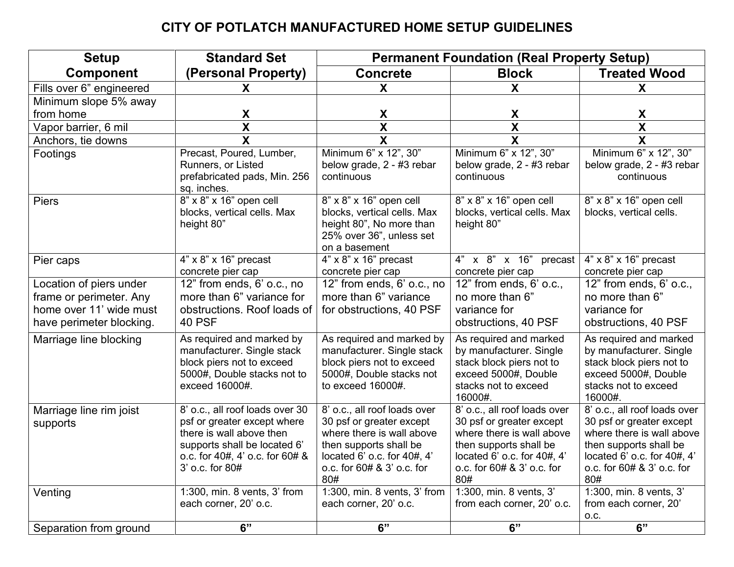# CITY OF POTLATCH MANUFACTURED HOME SETUP GUIDELINES

| Setup Component | Standard Set (Personal Property) | Permanent Foundation (Real Property Setup) | | |
|---|---|---|---|---|
| | | Concrete | Block | Treated Wood |
| Fills over 6" engineered | X | X | X | X |
| Minimum slope 5% away from home | X | X | X | X |
| Vapor barrier, 6 mil | X | X | X | X |
| Anchors, tie downs | X | X | X | X |
| Footings | Precast, Poured, Lumber, Runners, or Listed prefabricated pads, Min. 256 sq. inches. | Minimum 6" x 12", 30" below grade, 2 - #3 rebar continuous | Minimum 6" x 12", 30" below grade, 2 - #3 rebar continuous | Minimum 6" x 12", 30" below grade, 2 - #3 rebar continuous |
| Piers | 8" x 8" x 16" open cell blocks, vertical cells. Max height 80" | 8" x 8" x 16" open cell blocks, vertical cells. Max height 80", No more than 25% over 36", unless set on a basement | 8" x 8" x 16" open cell blocks, vertical cells. Max height 80" | 8" x 8" x 16" open cell blocks, vertical cells. |
| Pier caps | 4" x 8" x 16" precast concrete pier cap | 4" x 8" x 16" precast concrete pier cap | 4" x 8" x 16" precast concrete pier cap | 4" x 8" x 16" precast concrete pier cap |
| Location of piers under frame or perimeter. Any home over 11' wide must have perimeter blocking. | 12" from ends, 6' o.c., no more than 6" variance for obstructions. Roof loads of 40 PSF | 12" from ends, 6' o.c., no more than 6" variance for obstructions, 40 PSF | 12" from ends, 6' o.c., no more than 6" variance for obstructions, 40 PSF | 12" from ends, 6' o.c., no more than 6" variance for obstructions, 40 PSF |
| Marriage line blocking | As required and marked by manufacturer. Single stack block piers not to exceed 5000#, Double stacks not to exceed 16000#. | As required and marked by manufacturer. Single stack block piers not to exceed 5000#, Double stacks not to exceed 16000#. | As required and marked by manufacturer. Single stack block piers not to exceed 5000#, Double stacks not to exceed 16000#. | As required and marked by manufacturer. Single stack block piers not to exceed 5000#, Double stacks not to exceed 16000#. |
| Marriage line rim joist supports | 8' o.c., all roof loads over 30 psf or greater except where there is wall above then supports shall be located 6' o.c. for 40#, 4' o.c. for 60# & 3' o.c. for 80# | 8' o.c., all roof loads over 30 psf or greater except where there is wall above then supports shall be located 6' o.c. for 40#, 4' o.c. for 60# & 3' o.c. for 80# | 8' o.c., all roof loads over 30 psf or greater except where there is wall above then supports shall be located 6' o.c. for 40#, 4' o.c. for 60# & 3' o.c. for 80# | 8' o.c., all roof loads over 30 psf or greater except where there is wall above then supports shall be located 6' o.c. for 40#, 4' o.c. for 60# & 3' o.c. for 80# |
| Venting | 1:300, min. 8 vents, 3' from each corner, 20' o.c. | 1:300, min. 8 vents, 3' from each corner, 20' o.c. | 1:300, min. 8 vents, 3' from each corner, 20' o.c. | 1:300, min. 8 vents, 3' from each corner, 20' o.c. |
| Separation from ground | **6"** | **6"** | **6"** | **6"** |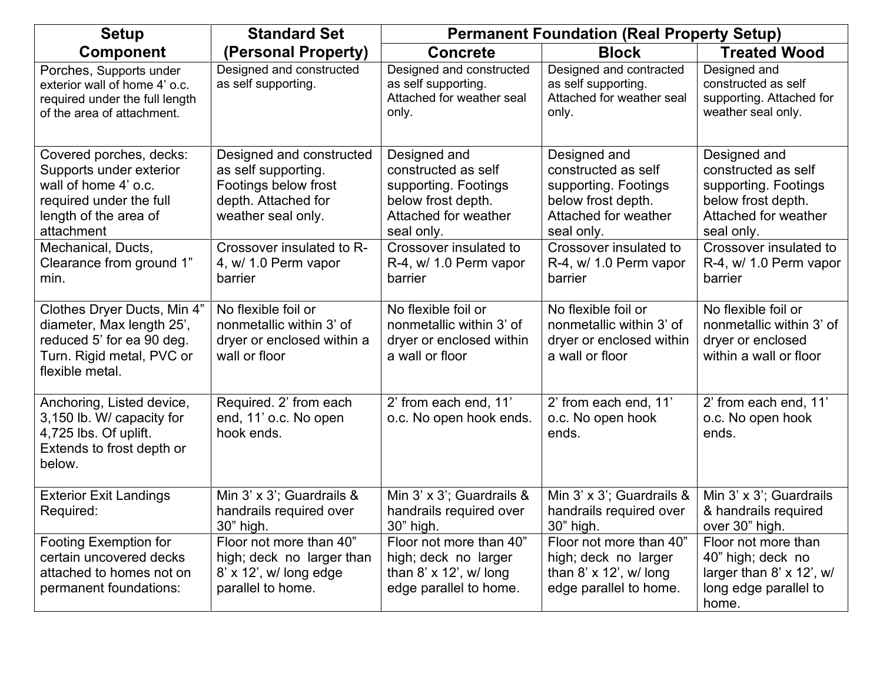| Setup Component | Standard Set (Personal Property) | Permanent Foundation (Real Property Setup) | | |
|---|---|---|---|---|
| | | Concrete | Block | Treated Wood |
| Porches, Supports under exterior wall of home 4' o.c. required under the full length of the area of attachment. | Designed and constructed as self supporting. | Designed and constructed as self supporting. Attached for weather seal only. | Designed and contracted as self supporting. Attached for weather seal only. | Designed and constructed as self supporting. Attached for weather seal only. |
| Covered porches, decks: Supports under exterior wall of home 4' o.c. required under the full length of the area of attachment | Designed and constructed as self supporting. Footings below frost depth. Attached for weather seal only. | Designed and constructed as self supporting. Footings below frost depth. Attached for weather seal only. | Designed and constructed as self supporting. Footings below frost depth. Attached for weather seal only. | Designed and constructed as self supporting. Footings below frost depth. Attached for weather seal only. |
| Mechanical, Ducts, Clearance from ground 1" min. | Crossover insulated to R-4, w/ 1.0 Perm vapor barrier | Crossover insulated to R-4, w/ 1.0 Perm vapor barrier | Crossover insulated to R-4, w/ 1.0 Perm vapor barrier | Crossover insulated to R-4, w/ 1.0 Perm vapor barrier |
| Clothes Dryer Ducts, Min 4" diameter, Max length 25', reduced 5' for ea 90 deg. Turn. Rigid metal, PVC or flexible metal. | No flexible foil or nonmetallic within 3' of dryer or enclosed within a wall or floor | No flexible foil or nonmetallic within 3' of dryer or enclosed within a wall or floor | No flexible foil or nonmetallic within 3' of dryer or enclosed within a wall or floor | No flexible foil or nonmetallic within 3' of dryer or enclosed within a wall or floor |
| Anchoring, Listed device, 3,150 lb. W/ capacity for 4,725 lbs. Of uplift. Extends to frost depth or below. | Required. 2' from each end, 11' o.c. No open hook ends. | 2' from each end, 11' o.c. No open hook ends. | 2' from each end, 11' o.c. No open hook ends. | 2' from each end, 11' o.c. No open hook ends. |
| Exterior Exit Landings Required: | Min 3' x 3'; Guardrails & handrails required over 30" high. | Min 3' x 3'; Guardrails & handrails required over 30" high. | Min 3' x 3'; Guardrails & handrails required over 30" high. | Min 3' x 3'; Guardrails & handrails required over 30" high. |
| Footing Exemption for certain uncovered decks attached to homes not on permanent foundations: | Floor not more than 40" high; deck no larger than 8' x 12', w/ long edge parallel to home. | Floor not more than 40" high; deck no larger than 8' x 12', w/ long edge parallel to home. | Floor not more than 40" high; deck no larger than 8' x 12', w/ long edge parallel to home. | Floor not more than 40" high; deck no larger than 8' x 12', w/ long edge parallel to home. |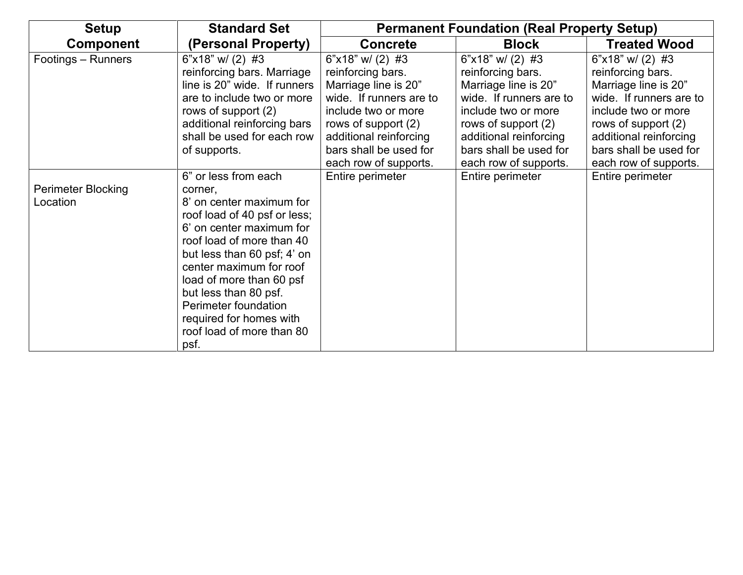| Setup Component | Standard Set (Personal Property) | Permanent Foundation (Real Property Setup) | | |
|---|---|---|---|---|
| | | Concrete | Block | Treated Wood |
| Footings – Runners | 6”x18” w/ (2) #3 reinforcing bars. Marriage line is 20” wide. If runners are to include two or more rows of support (2) additional reinforcing bars shall be used for each row of supports. | 6”x18” w/ (2) #3 reinforcing bars. Marriage line is 20” wide. If runners are to include two or more rows of support (2) additional reinforcing bars shall be used for each row of supports. | 6”x18” w/ (2) #3 reinforcing bars. Marriage line is 20” wide. If runners are to include two or more rows of support (2) additional reinforcing bars shall be used for each row of supports. | 6”x18” w/ (2) #3 reinforcing bars. Marriage line is 20” wide. If runners are to include two or more rows of support (2) additional reinforcing bars shall be used for each row of supports. |
| Perimeter Blocking Location | 6” or less from each corner, 8’ on center maximum for roof load of 40 psf or less; 6’ on center maximum for roof load of more than 40 but less than 60 psf; 4’ on center maximum for roof load of more than 60 psf but less than 80 psf. Perimeter foundation required for homes with roof load of more than 80 psf. | Entire perimeter | Entire perimeter | Entire perimeter |